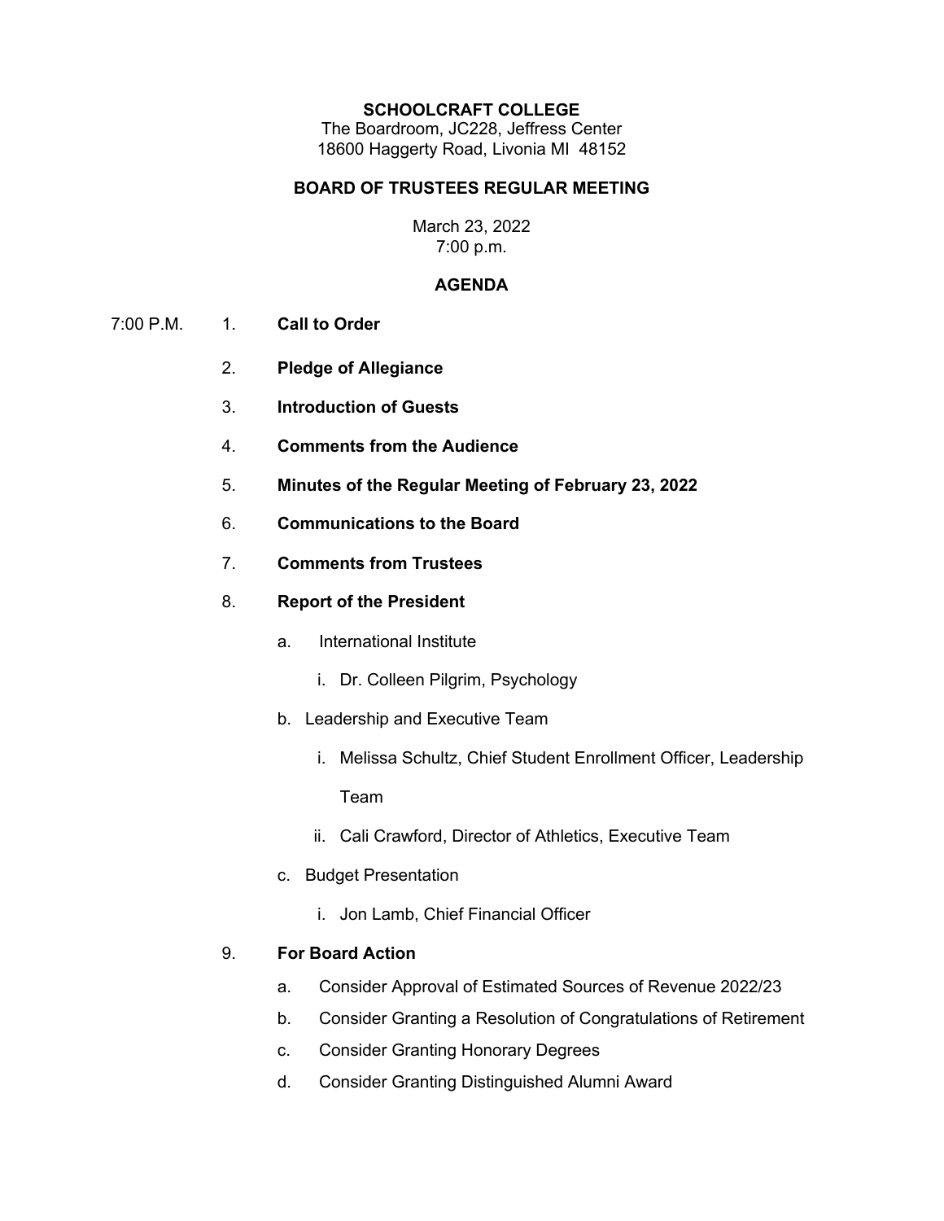**SCHOOLCRAFT COLLEGE**
The Boardroom, JC228, Jeffress Center
18600 Haggerty Road, Livonia MI 48152

**BOARD OF TRUSTEES REGULAR MEETING**

March 23, 2022
7:00 p.m.

**AGENDA**

7:00 P.M.

1. **Call to Order**
2. **Pledge of Allegiance**
3. **Introduction of Guests**
4. **Comments from the Audience**
5. **Minutes of the Regular Meeting of February 23, 2022**
6. **Communications to the Board**
7. **Comments from Trustees**
8. **Report of the President**
   - a. International Institute
     - i. Dr. Colleen Pilgrim, Psychology
   - b. Leadership and Executive Team
     - i. Melissa Schultz, Chief Student Enrollment Officer, Leadership Team
     - ii. Cali Crawford, Director of Athletics, Executive Team
   - c. Budget Presentation
     - i. Jon Lamb, Chief Financial Officer
9. **For Board Action**
   - a. Consider Approval of Estimated Sources of Revenue 2022/23
   - b. Consider Granting a Resolution of Congratulations of Retirement
   - c. Consider Granting Honorary Degrees
   - d. Consider Granting Distinguished Alumni Award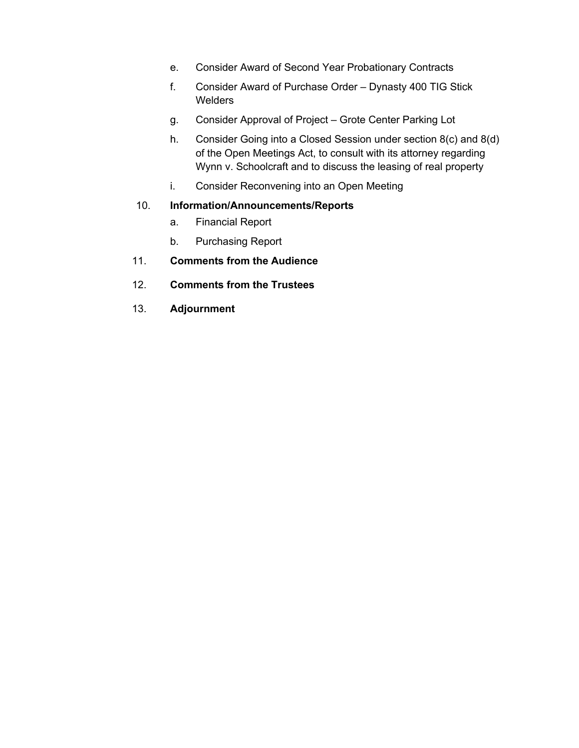- e. Consider Award of Second Year Probationary Contracts
- f. Consider Award of Purchase Order – Dynasty 400 TIG Stick Welders
- g. Consider Approval of Project – Grote Center Parking Lot
- h. Consider Going into a Closed Session under section 8(c) and 8(d) of the Open Meetings Act, to consult with its attorney regarding Wynn v. Schoolcraft and to discuss the leasing of real property
- i. Consider Reconvening into an Open Meeting

10. **Information/Announcements/Reports**
    - a. Financial Report
    - b. Purchasing Report
11. **Comments from the Audience**
12. **Comments from the Trustees**
13. **Adjournment**